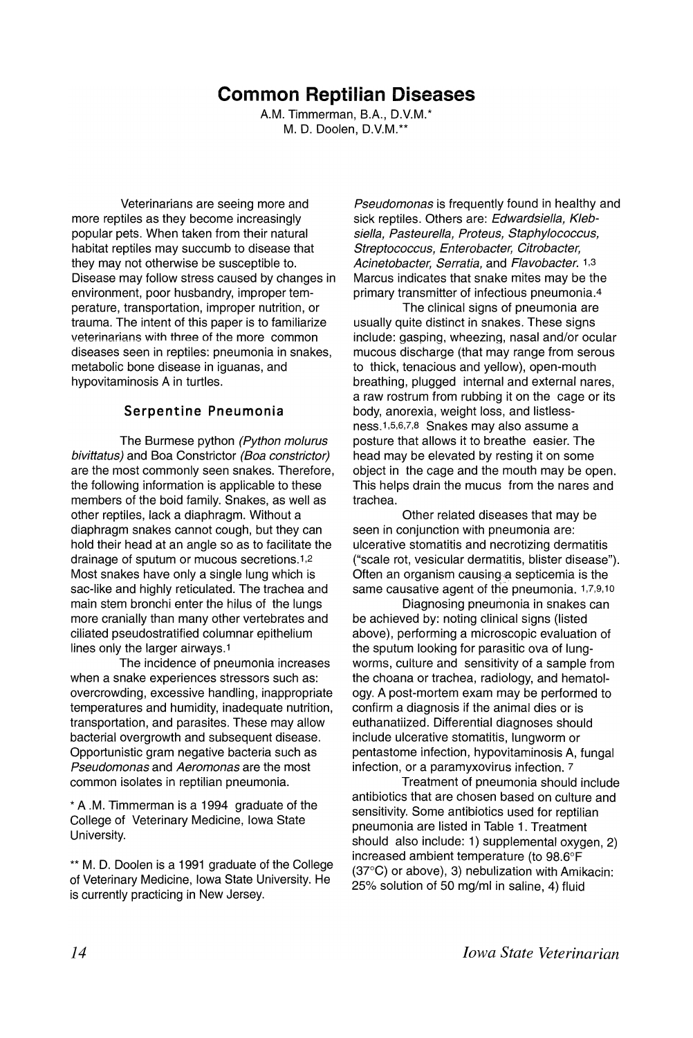# Common Reptilian Diseases

A.M. Timmerman, B.A., D.V.M.*
M. D. Doolen, D.V.M.**

Veterinarians are seeing more and more reptiles as they become increasingly popular pets. When taken from their natural habitat reptiles may succumb to disease that they may not otherwise be susceptible to. Disease may follow stress caused by changes in environment, poor husbandry, improper temperature, transportation, improper nutrition, or trauma. The intent of this paper is to familiarize veterinarians with three of the more common diseases seen in reptiles: pneumonia in snakes, metabolic bone disease in iguanas, and hypovitaminosis A in turtles.

## Serpentine Pneumonia

The Burmese python *(Python molurus bivittatus)* and Boa Constrictor *(Boa constrictor)* are the most commonly seen snakes. Therefore, the following information is applicable to these members of the boid family. Snakes, as well as other reptiles, lack a diaphragm. Without a diaphragm snakes cannot cough, but they can hold their head at an angle so as to facilitate the drainage of sputum or mucous secretions.[1,2] Most snakes have only a single lung which is sac-like and highly reticulated. The trachea and main stem bronchi enter the hilus of the lungs more cranially than many other vertebrates and ciliated pseudostratified columnar epithelium lines only the larger airways.[1]

The incidence of pneumonia increases when a snake experiences stressors such as: overcrowding, excessive handling, inappropriate temperatures and humidity, inadequate nutrition, transportation, and parasites. These may allow bacterial overgrowth and subsequent disease. Opportunistic gram negative bacteria such as *Pseudomonas* and *Aeromonas* are the most common isolates in reptilian pneumonia.

*Pseudomonas* is frequently found in healthy and sick reptiles. Others are: *Edwardsiella, Klebsiella, Pasteurella, Proteus, Staphylococcus, Streptococcus, Enterobacter, Citrobacter, Acinetobacter, Serratia,* and *Flavobacter.* [1,3] Marcus indicates that snake mites may be the primary transmitter of infectious pneumonia.[4]

The clinical signs of pneumonia are usually quite distinct in snakes. These signs include: gasping, wheezing, nasal and/or ocular mucous discharge (that may range from serous to thick, tenacious and yellow), open-mouth breathing, plugged internal and external nares, a raw rostrum from rubbing it on the cage or its body, anorexia, weight loss, and listlessness.[1,5,6,7,8] Snakes may also assume a posture that allows it to breathe easier. The head may be elevated by resting it on some object in the cage and the mouth may be open. This helps drain the mucus from the nares and trachea.

Other related diseases that may be seen in conjunction with pneumonia are: ulcerative stomatitis and necrotizing dermatitis ("scale rot, vesicular dermatitis, blister disease"). Often an organism causing a septicemia is the same causative agent of the pneumonia. [1,7,9,10]

Diagnosing pneumonia in snakes can be achieved by: noting clinical signs (listed above), performing a microscopic evaluation of the sputum looking for parasitic ova of lungworms, culture and sensitivity of a sample from the choana or trachea, radiology, and hematology. A post-mortem exam may be performed to confirm a diagnosis if the animal dies or is euthanatiized. Differential diagnoses should include ulcerative stomatitis, lungworm or pentastome infection, hypovitaminosis A, fungal infection, or a paramyxovirus infection. [7]

Treatment of pneumonia should include antibiotics that are chosen based on culture and sensitivity. Some antibiotics used for reptilian pneumonia are listed in Table 1. Treatment should also include: 1) supplemental oxygen, 2) increased ambient temperature (to 98.6°F (37°C) or above), 3) nebulization with Amikacin: 25% solution of 50 mg/ml in saline, 4) fluid

\* A .M. Timmerman is a 1994 graduate of the College of Veterinary Medicine, Iowa State University.

\*\* M. D. Doolen is a 1991 graduate of the College of Veterinary Medicine, Iowa State University. He is currently practicing in New Jersey.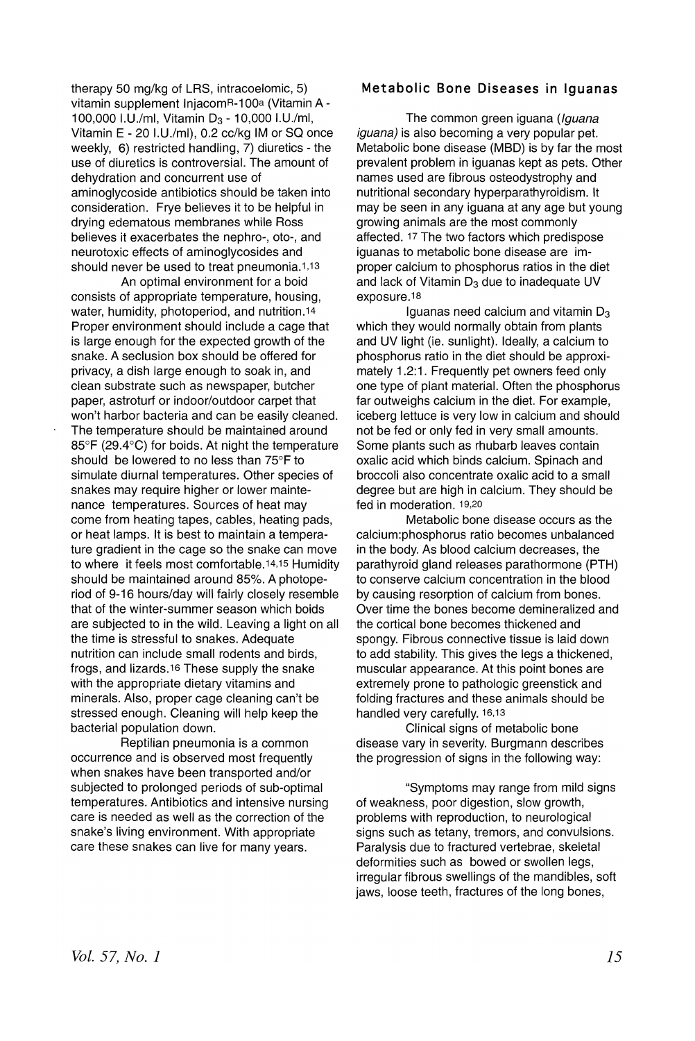therapy 50 mg/kg of LRS, intracoelomic, 5) vitamin supplement Injacom®-100[a] (Vitamin A - 100,000 I.U./ml, Vitamin $D_3$ - 10,000 I.U./ml, Vitamin E - 20 I.U./ml), 0.2 cc/kg IM or SQ once weekly, 6) restricted handling, 7) diuretics - the use of diuretics is controversial. The amount of dehydration and concurrent use of aminoglycoside antibiotics should be taken into consideration. Frye believes it to be helpful in drying edematous membranes while Ross believes it exacerbates the nephro-, oto-, and neurotoxic effects of aminoglycosides and should never be used to treat pneumonia.[1,13]

An optimal environment for a boid consists of appropriate temperature, housing, water, humidity, photoperiod, and nutrition.[14] Proper environment should include a cage that is large enough for the expected growth of the snake. A seclusion box should be offered for privacy, a dish large enough to soak in, and clean substrate such as newspaper, butcher paper, astroturf or indoor/outdoor carpet that won't harbor bacteria and can be easily cleaned. The temperature should be maintained around 85°F (29.4°C) for boids. At night the temperature should be lowered to no less than 75°F to simulate diurnal temperatures. Other species of snakes may require higher or lower maintenance temperatures. Sources of heat may come from heating tapes, cables, heating pads, or heat lamps. It is best to maintain a temperature gradient in the cage so the snake can move to where it feels most comfortable.[14,15] Humidity should be maintained around 85%. A photoperiod of 9-16 hours/day will fairly closely resemble that of the winter-summer season which boids are subjected to in the wild. Leaving a light on all the time is stressful to snakes. Adequate nutrition can include small rodents and birds, frogs, and lizards.[16] These supply the snake with the appropriate dietary vitamins and minerals. Also, proper cage cleaning can't be stressed enough. Cleaning will help keep the bacterial population down.

Reptilian pneumonia is a common occurrence and is observed most frequently when snakes have been transported and/or subjected to prolonged periods of sub-optimal temperatures. Antibiotics and intensive nursing care is needed as well as the correction of the snake's living environment. With appropriate care these snakes can live for many years.

## Metabolic Bone Diseases in Iguanas

The common green iguana (*Iguana iguana*) is also becoming a very popular pet. Metabolic bone disease (MBD) is by far the most prevalent problem in iguanas kept as pets. Other names used are fibrous osteodystrophy and nutritional secondary hyperparathyroidism. It may be seen in any iguana at any age but young growing animals are the most commonly affected. [17] The two factors which predispose iguanas to metabolic bone disease are improper calcium to phosphorus ratios in the diet and lack of Vitamin $D_3$ due to inadequate UV exposure.[18]

Iguanas need calcium and vitamin $D_3$ which they would normally obtain from plants and UV light (ie. sunlight). Ideally, a calcium to phosphorus ratio in the diet should be approximately 1.2:1. Frequently pet owners feed only one type of plant material. Often the phosphorus far outweighs calcium in the diet. For example, iceberg lettuce is very low in calcium and should not be fed or only fed in very small amounts. Some plants such as rhubarb leaves contain oxalic acid which binds calcium. Spinach and broccoli also concentrate oxalic acid to a small degree but are high in calcium. They should be fed in moderation. [19,20]

Metabolic bone disease occurs as the calcium:phosphorus ratio becomes unbalanced in the body. As blood calcium decreases, the parathyroid gland releases parathormone (PTH) to conserve calcium concentration in the blood by causing resorption of calcium from bones. Over time the bones become demineralized and the cortical bone becomes thickened and spongy. Fibrous connective tissue is laid down to add stability. This gives the legs a thickened, muscular appearance. At this point bones are extremely prone to pathologic greenstick and folding fractures and these animals should be handled very carefully. [16,13]

Clinical signs of metabolic bone disease vary in severity. Burgmann describes the progression of signs in the following way:

"Symptoms may range from mild signs of weakness, poor digestion, slow growth, problems with reproduction, to neurological signs such as tetany, tremors, and convulsions. Paralysis due to fractured vertebrae, skeletal deformities such as bowed or swollen legs, irregular fibrous swellings of the mandibles, soft jaws, loose teeth, fractures of the long bones,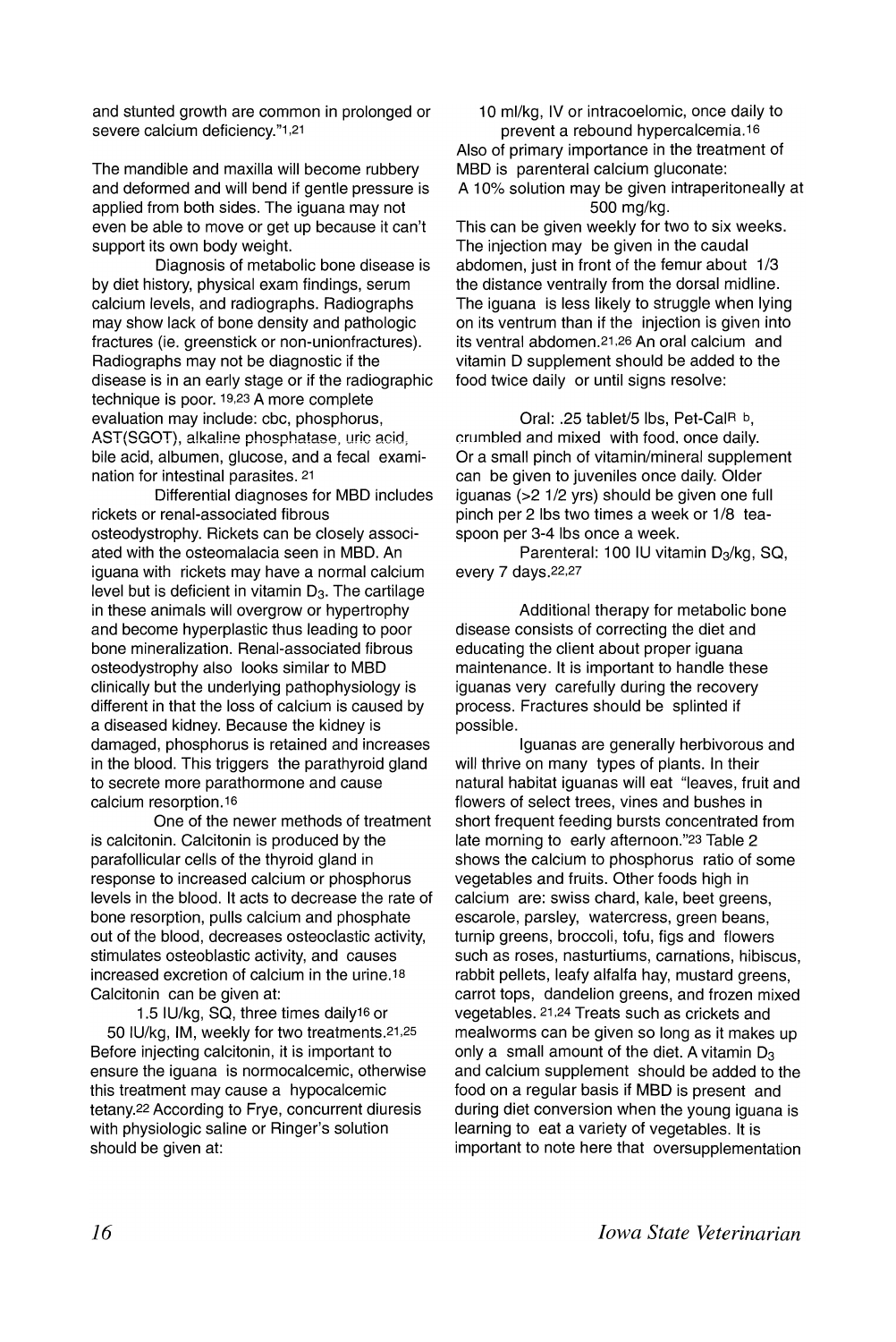and stunted growth are common in prolonged or severe calcium deficiency."[1,21]

The mandible and maxilla will become rubbery and deformed and will bend if gentle pressure is applied from both sides. The iguana may not even be able to move or get up because it can't support its own body weight.

Diagnosis of metabolic bone disease is by diet history, physical exam findings, serum calcium levels, and radiographs. Radiographs may show lack of bone density and pathologic fractures (ie. greenstick or non-unionfractures). Radiographs may not be diagnostic if the disease is in an early stage or if the radiographic technique is poor. [19,23] A more complete evaluation may include: cbc, phosphorus, AST(SGOT), alkaline phosphatase, uric acid, bile acid, albumen, glucose, and a fecal examination for intestinal parasites. [21]

Differential diagnoses for MBD includes rickets or renal-associated fibrous osteodystrophy. Rickets can be closely associated with the osteomalacia seen in MBD. An iguana with rickets may have a normal calcium level but is deficient in vitamin $D_3$. The cartilage in these animals will overgrow or hypertrophy and become hyperplastic thus leading to poor bone mineralization. Renal-associated fibrous osteodystrophy also looks similar to MBD clinically but the underlying pathophysiology is different in that the loss of calcium is caused by a diseased kidney. Because the kidney is damaged, phosphorus is retained and increases in the blood. This triggers the parathyroid gland to secrete more parathormone and cause calcium resorption.[16]

One of the newer methods of treatment is calcitonin. Calcitonin is produced by the parafollicular cells of the thyroid gland in response to increased calcium or phosphorus levels in the blood. It acts to decrease the rate of bone resorption, pulls calcium and phosphate out of the blood, decreases osteoclastic activity, stimulates osteoblastic activity, and causes increased excretion of calcium in the urine.[18] Calcitonin can be given at:

1.5 IU/kg, SQ, three times daily[16] or
50 IU/kg, IM, weekly for two treatments.[21,25]

Before injecting calcitonin, it is important to ensure the iguana is normocalcemic, otherwise this treatment may cause a hypocalcemic tetany.[22] According to Frye, concurrent diuresis with physiologic saline or Ringer's solution should be given at:

10 ml/kg, IV or intracoelomic, once daily to prevent a rebound hypercalcemia.[16]

Also of primary importance in the treatment of MBD is parenteral calcium gluconate:

A 10% solution may be given intraperitoneally at 500 mg/kg.

This can be given weekly for two to six weeks. The injection may be given in the caudal abdomen, just in front of the femur about 1/3 the distance ventrally from the dorsal midline. The iguana is less likely to struggle when lying on its ventrum than if the injection is given into its ventral abdomen.[21,26] An oral calcium and vitamin D supplement should be added to the food twice daily or until signs resolve:

Oral: .25 tablet/5 lbs, Pet-Cal[R] [b], crumbled and mixed with food, once daily. Or a small pinch of vitamin/mineral supplement can be given to juveniles once daily. Older iguanas (>2 1/2 yrs) should be given one full pinch per 2 lbs two times a week or 1/8 teaspoon per 3-4 lbs once a week.

Parenteral: 100 IU vitamin $D_3$/kg, SQ, every 7 days.[22,27]

Additional therapy for metabolic bone disease consists of correcting the diet and educating the client about proper iguana maintenance. It is important to handle these iguanas very carefully during the recovery process. Fractures should be splinted if possible.

Iguanas are generally herbivorous and will thrive on many types of plants. In their natural habitat iguanas will eat "leaves, fruit and flowers of select trees, vines and bushes in short frequent feeding bursts concentrated from late morning to early afternoon."[23] Table 2 shows the calcium to phosphorus ratio of some vegetables and fruits. Other foods high in calcium are: swiss chard, kale, beet greens, escarole, parsley, watercress, green beans, turnip greens, broccoli, tofu, figs and flowers such as roses, nasturtiums, carnations, hibiscus, rabbit pellets, leafy alfalfa hay, mustard greens, carrot tops, dandelion greens, and frozen mixed vegetables. [21,24] Treats such as crickets and mealworms can be given so long as it makes up only a small amount of the diet. A vitamin $D_3$ and calcium supplement should be added to the food on a regular basis if MBD is present and during diet conversion when the young iguana is learning to eat a variety of vegetables. It is important to note here that oversupplementation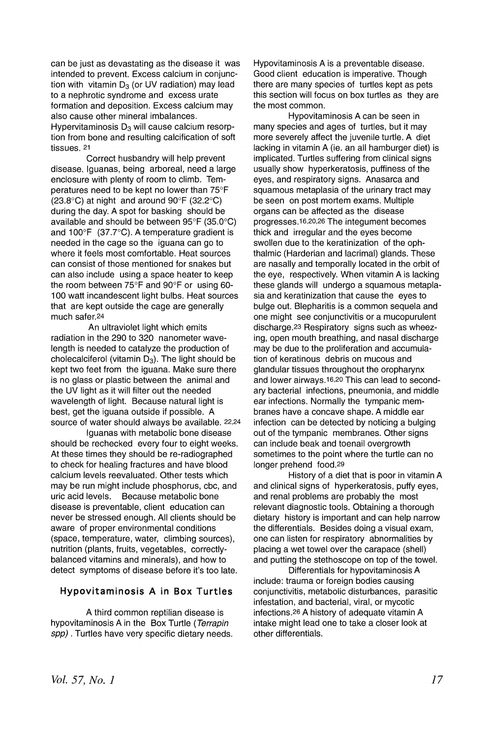can be just as devastating as the disease it was intended to prevent. Excess calcium in conjunction with vitamin $D_3$ (or UV radiation) may lead to a nephrotic syndrome and excess urate formation and deposition. Excess calcium may also cause other mineral imbalances. Hypervitaminosis $D_3$ will cause calcium resorption from bone and resulting calcification of soft tissues. [21]

Correct husbandry will help prevent disease. Iguanas, being arboreal, need a large enclosure with plenty of room to climb. Temperatures need to be kept no lower than 75°F (23.8°C) at night and around 90°F (32.2°C) during the day. A spot for basking should be available and should be between 95°F (35.0°C) and 100°F (37.7°C). A temperature gradient is needed in the cage so the iguana can go to where it feels most comfortable. Heat sources can consist of those mentioned for snakes but can also include using a space heater to keep the room between 75°F and 90°F or using 60-100 watt incandescent light bulbs. Heat sources that are kept outside the cage are generally much safer.[24]

An ultraviolet light which emits radiation in the 290 to 320 nanometer wavelength is needed to catalyze the production of cholecalciferol (vitamin $D_3$). The light should be kept two feet from the iguana. Make sure there is no glass or plastic between the animal and the UV light as it will filter out the needed wavelength of light. Because natural light is best, get the iguana outside if possible. A source of water should always be available. [22,24]

Iguanas with metabolic bone disease should be rechecked every four to eight weeks. At these times they should be re-radiographed to check for healing fractures and have blood calcium levels reevaluated. Other tests which may be run might include phosphorus, cbc, and uric acid levels. Because metabolic bone disease is preventable, client education can never be stressed enough. All clients should be aware of proper environmental conditions (space, temperature, water, climbing sources), nutrition (plants, fruits, vegetables, correctly-balanced vitamins and minerals), and how to detect symptoms of disease before it's too late.

## Hypovitaminosis A in Box Turtles

A third common reptilian disease is hypovitaminosis A in the Box Turtle (*Terrapin spp)*. Turtles have very specific dietary needs. Hypovitaminosis A is a preventable disease. Good client education is imperative. Though there are many species of turtles kept as pets this section will focus on box turtles as they are the most common.

Hypovitaminosis A can be seen in many species and ages of turtles, but it may more severely affect the juvenile turtle. A diet lacking in vitamin A (ie. an all hamburger diet) is implicated. Turtles suffering from clinical signs usually show hyperkeratosis, puffiness of the eyes, and respiratory signs. Anasarca and squamous metaplasia of the urinary tract may be seen on post mortem exams. Multiple organs can be affected as the disease progresses.[16,20,26] The integument becomes thick and irregular and the eyes become swollen due to the keratinization of the ophthalmic (Harderian and lacrimal) glands. These are nasally and temporally located in the orbit of the eye, respectively. When vitamin A is lacking these glands will undergo a squamous metaplasia and keratinization that cause the eyes to bulge out. Blepharitis is a common sequela and one might see conjunctivitis or a mucopurulent discharge.[23] Respiratory signs such as wheezing, open mouth breathing, and nasal discharge may be due to the proliferation and accumulation of keratinous debris on mucous and glandular tissues throughout the oropharynx and lower airways.[16,20] This can lead to secondary bacterial infections, pneumonia, and middle ear infections. Normally the tympanic membranes have a concave shape. A middle ear infection can be detected by noticing a bulging out of the tympanic membranes. Other signs can include beak and toenail overgrowth sometimes to the point where the turtle can no longer prehend food.[29]

History of a diet that is poor in vitamin A and clinical signs of hyperkeratosis, puffy eyes, and renal problems are probably the most relevant diagnostic tools. Obtaining a thorough dietary history is important and can help narrow the differentials. Besides doing a visual exam, one can listen for respiratory abnormalities by placing a wet towel over the carapace (shell) and putting the stethoscope on top of the towel.

Differentials for hypovitaminosis A include: trauma or foreign bodies causing conjunctivitis, metabolic disturbances, parasitic infestation, and bacterial, viral, or mycotic infections.[26] A history of adequate vitamin A intake might lead one to take a closer look at other differentials.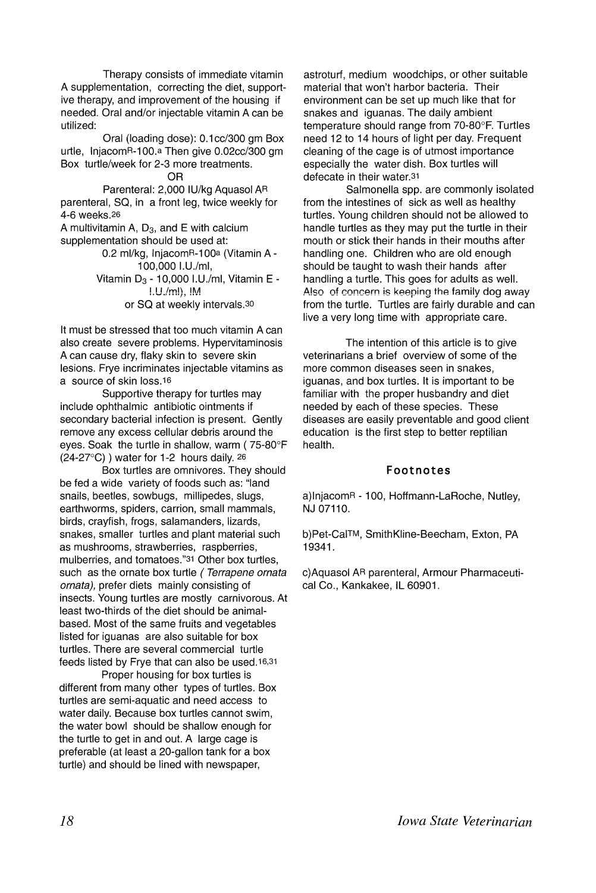Therapy consists of immediate vitamin A supplementation, correcting the diet, supportive therapy, and improvement of the housing if needed. Oral and/or injectable vitamin A can be utilized:

Oral (loading dose): 0.1cc/300 gm Box urtle, Injacom®-100.[a] Then give 0.02cc/300 gm Box turtle/week for 2-3 more treatments.

OR

Parenteral: 2,000 IU/kg Aquasol A® parenteral, SQ, in a front leg, twice weekly for 4-6 weeks.[26]

A multivitamin A, $D_3$, and E with calcium supplementation should be used at:

0.2 ml/kg, Injacom®-100[a] (Vitamin A - 100,000 I.U./ml,
Vitamin $D_3$ - 10,000 I.U./ml, Vitamin E - I.U./ml), IM
or SQ at weekly intervals.[30]

It must be stressed that too much vitamin A can also create severe problems. Hypervitaminosis A can cause dry, flaky skin to severe skin lesions. Frye incriminates injectable vitamins as a source of skin loss.[16]

Supportive therapy for turtles may include ophthalmic antibiotic ointments if secondary bacterial infection is present. Gently remove any excess cellular debris around the eyes. Soak the turtle in shallow, warm ( 75-80°F (24-27°C) ) water for 1-2 hours daily.[26]

Box turtles are omnivores. They should be fed a wide variety of foods such as: "land snails, beetles, sowbugs, millipedes, slugs, earthworms, spiders, carrion, small mammals, birds, crayfish, frogs, salamanders, lizards, snakes, smaller turtles and plant material such as mushrooms, strawberries, raspberries, mulberries, and tomatoes."[31] Other box turtles, such as the ornate box turtle *( Terrapene ornata ornata),* prefer diets mainly consisting of insects. Young turtles are mostly carnivorous. At least two-thirds of the diet should be animal-based. Most of the same fruits and vegetables listed for iguanas are also suitable for box turtles. There are several commercial turtle feeds listed by Frye that can also be used.[16,31]

Proper housing for box turtles is different from many other types of turtles. Box turtles are semi-aquatic and need access to water daily. Because box turtles cannot swim, the water bowl should be shallow enough for the turtle to get in and out. A large cage is preferable (at least a 20-gallon tank for a box turtle) and should be lined with newspaper, astroturf, medium woodchips, or other suitable material that won't harbor bacteria. Their environment can be set up much like that for snakes and iguanas. The daily ambient temperature should range from 70-80°F. Turtles need 12 to 14 hours of light per day. Frequent cleaning of the cage is of utmost importance especially the water dish. Box turtles will defecate in their water.[31]

Salmonella spp. are commonly isolated from the intestines of sick as well as healthy turtles. Young children should not be allowed to handle turtles as they may put the turtle in their mouth or stick their hands in their mouths after handling one. Children who are old enough should be taught to wash their hands after handling a turtle. This goes for adults as well. Also of concern is keeping the family dog away from the turtle. Turtles are fairly durable and can live a very long time with appropriate care.

The intention of this article is to give veterinarians a brief overview of some of the more common diseases seen in snakes, iguanas, and box turtles. It is important to be familiar with the proper husbandry and diet needed by each of these species. These diseases are easily preventable and good client education is the first step to better reptilian health.

## Footnotes

a) Injacom® - 100, Hoffmann-LaRoche, Nutley, NJ 07110.

b) Pet-Cal™, SmithKline-Beecham, Exton, PA 19341.

c) Aquasol A® parenteral, Armour Pharmaceutical Co., Kankakee, IL 60901.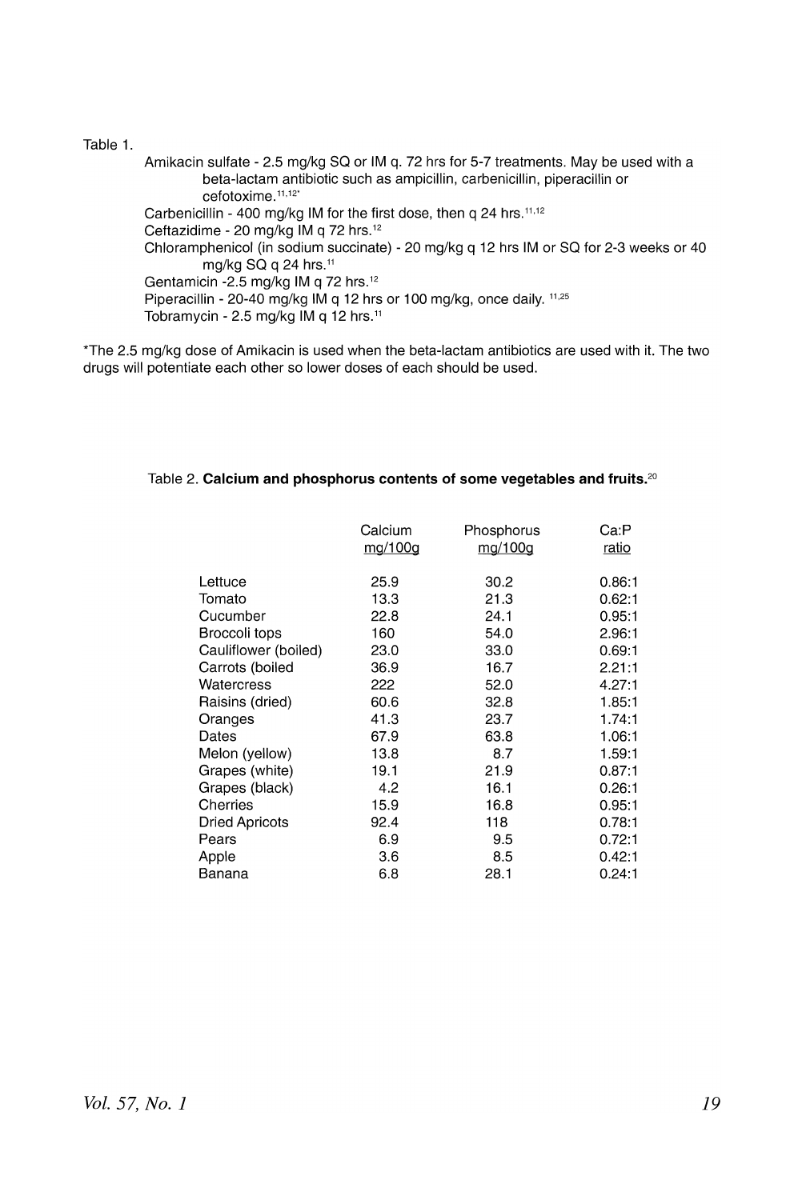Table 1.

Amikacin sulfate - 2.5 mg/kg SQ or IM q. 72 hrs for 5-7 treatments. May be used with a beta-lactam antibiotic such as ampicillin, carbenicillin, piperacillin or cefotoxime.[11,12*]

Carbenicillin - 400 mg/kg IM for the first dose, then q 24 hrs.[11,12]

Ceftazidime - 20 mg/kg IM q 72 hrs.[12]

Chloramphenicol (in sodium succinate) - 20 mg/kg q 12 hrs IM or SQ for 2-3 weeks or 40 mg/kg SQ q 24 hrs.[11]

Gentamicin -2.5 mg/kg IM q 72 hrs.[12]

Piperacillin - 20-40 mg/kg IM q 12 hrs or 100 mg/kg, once daily. [11,25]

Tobramycin - 2.5 mg/kg IM q 12 hrs.[11]

*The 2.5 mg/kg dose of Amikacin is used when the beta-lactam antibiotics are used with it. The two drugs will potentiate each other so lower doses of each should be used.

Table 2. **Calcium and phosphorus contents of some vegetables and fruits.**[20]

| | Calcium mg/100g | Phosphorus mg/100g | Ca:P ratio |
|---|---|---|---|
| Lettuce | 25.9 | 30.2 | 0.86:1 |
| Tomato | 13.3 | 21.3 | 0.62:1 |
| Cucumber | 22.8 | 24.1 | 0.95:1 |
| Broccoli tops | 160 | 54.0 | 2.96:1 |
| Cauliflower (boiled) | 23.0 | 33.0 | 0.69:1 |
| Carrots (boiled | 36.9 | 16.7 | 2.21:1 |
| Watercress | 222 | 52.0 | 4.27:1 |
| Raisins (dried) | 60.6 | 32.8 | 1.85:1 |
| Oranges | 41.3 | 23.7 | 1.74:1 |
| Dates | 67.9 | 63.8 | 1.06:1 |
| Melon (yellow) | 13.8 | 8.7 | 1.59:1 |
| Grapes (white) | 19.1 | 21.9 | 0.87:1 |
| Grapes (black) | 4.2 | 16.1 | 0.26:1 |
| Cherries | 15.9 | 16.8 | 0.95:1 |
| Dried Apricots | 92.4 | 118 | 0.78:1 |
| Pears | 6.9 | 9.5 | 0.72:1 |
| Apple | 3.6 | 8.5 | 0.42:1 |
| Banana | 6.8 | 28.1 | 0.24:1 |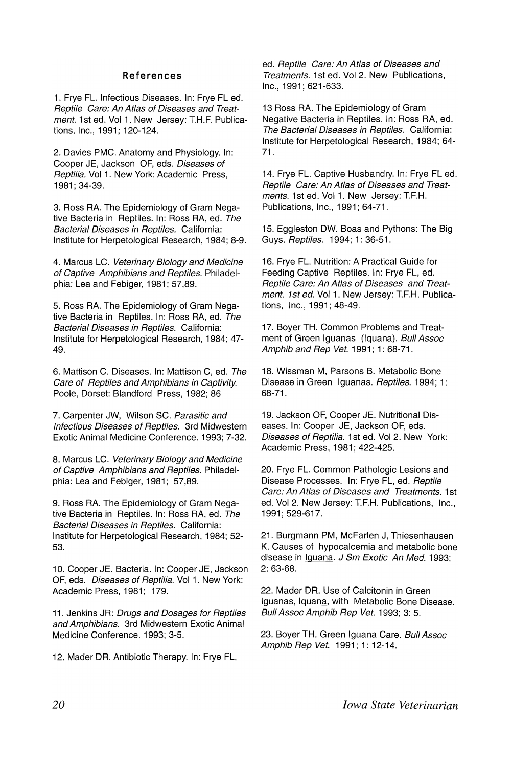## References

1. Frye FL. Infectious Diseases. In: Frye FL ed. *Reptile Care: An Atlas of Diseases and Treatment.* 1st ed. Vol 1. New Jersey: T.H.F. Publications, Inc., 1991; 120-124.

2. Davies PMC. Anatomy and Physiology. In: Cooper JE, Jackson OF, eds. *Diseases of Reptilia.* Vol 1. New York: Academic Press, 1981; 34-39.

3. Ross RA. The Epidemiology of Gram Negative Bacteria in Reptiles. In: Ross RA, ed. *The Bacterial Diseases in Reptiles.* California: Institute for Herpetological Research, 1984; 8-9.

4. Marcus LC. *Veterinary Biology and Medicine of Captive Amphibians and Reptiles.* Philadelphia: Lea and Febiger, 1981; 57,89.

5. Ross RA. The Epidemiology of Gram Negative Bacteria in Reptiles. In: Ross RA, ed. *The Bacterial Diseases in Reptiles.* California: Institute for Herpetological Research, 1984; 47-49.

6. Mattison C. Diseases. In: Mattison C, ed. *The Care of Reptiles and Amphibians in Captivity.* Poole, Dorset: Blandford Press, 1982; 86

7. Carpenter JW, Wilson SC. *Parasitic and Infectious Diseases of Reptiles.* 3rd Midwestern Exotic Animal Medicine Conference. 1993; 7-32.

8. Marcus LC. *Veterinary Biology and Medicine of Captive Amphibians and Reptiles.* Philadelphia: Lea and Febiger, 1981; 57,89.

9. Ross RA. The Epidemiology of Gram Negative Bacteria in Reptiles. In: Ross RA, ed. *The Bacterial Diseases in Reptiles.* California: Institute for Herpetological Research, 1984; 52-53.

10. Cooper JE. Bacteria. In: Cooper JE, Jackson OF, eds. *Diseases of Reptilia.* Vol 1. New York: Academic Press, 1981; 179.

11. Jenkins JR: *Drugs and Dosages for Reptiles and Amphibians.* 3rd Midwestern Exotic Animal Medicine Conference. 1993; 3-5.

12. Mader DR. Antibiotic Therapy. In: Frye FL, ed. *Reptile Care: An Atlas of Diseases and Treatments.* 1st ed. Vol 2. New Publications, Inc., 1991; 621-633.

13 Ross RA. The Epidemiology of Gram Negative Bacteria in Reptiles. In: Ross RA, ed. *The Bacterial Diseases in Reptiles.* California: Institute for Herpetological Research, 1984; 64-71.

14. Frye FL. Captive Husbandry. In: Frye FL ed. *Reptile Care: An Atlas of Diseases and Treatments.* 1st ed. Vol 1. New Jersey: T.F.H. Publications, Inc., 1991; 64-71.

15. Eggleston DW. Boas and Pythons: The Big Guys. *Reptiles.* 1994; 1: 36-51.

16. Frye FL. Nutrition: A Practical Guide for Feeding Captive Reptiles. In: Frye FL, ed. *Reptile Care: An Atlas of Diseases and Treatment. 1st ed.* Vol 1. New Jersey: T.F.H. Publications, Inc., 1991; 48-49.

17. Boyer TH. Common Problems and Treatment of Green Iguanas (Iquana). *Bull Assoc Amphib and Rep Vet.* 1991; 1: 68-71.

18. Wissman M, Parsons B. Metabolic Bone Disease in Green Iguanas. *Reptiles.* 1994; 1: 68-71.

19. Jackson OF, Cooper JE. Nutritional Diseases. In: Cooper JE, Jackson OF, eds. *Diseases of Reptilia.* 1st ed. Vol 2. New York: Academic Press, 1981; 422-425.

20. Frye FL. Common Pathologic Lesions and Disease Processes. In: Frye FL, ed. *Reptile Care: An Atlas of Diseases and Treatments.* 1st ed. Vol 2. New Jersey: T.F.H. Publications, Inc., 1991; 529-617.

21. Burgmann PM, McFarlen J, Thiesenhausen K. Causes of hypocalcemia and metabolic bone disease in Iguana. *J Sm Exotic An Med.* 1993; 2: 63-68.

22. Mader DR. Use of Calcitonin in Green Iguanas, Iquana, with Metabolic Bone Disease. *Bull Assoc Amphib Rep Vet.* 1993; 3: 5.

23. Boyer TH. Green Iguana Care. *Bull Assoc Amphib Rep Vet.* 1991; 1: 12-14.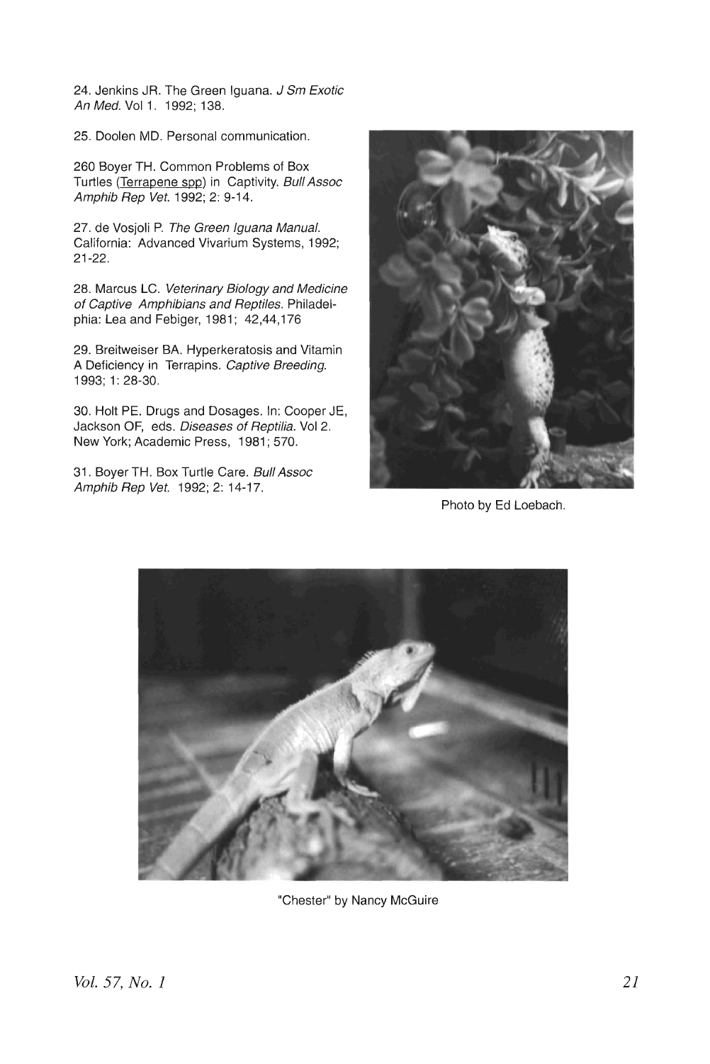24. Jenkins JR. The Green Iguana. *J Sm Exotic An Med.* Vol 1. 1992; 138.

25. Doolen MD. Personal communication.

260 Boyer TH. Common Problems of Box Turtles (Terrapene spp) in Captivity. *Bull Assoc Amphib Rep Vet.* 1992; 2: 9-14.

27. de Vosjoli P. *The Green Iguana Manual.* California: Advanced Vivarium Systems, 1992; 21-22.

28. Marcus LC. *Veterinary Biology and Medicine of Captive Amphibians and Reptiles.* Philadelphia: Lea and Febiger, 1981; 42,44,176

29. Breitweiser BA. Hyperkeratosis and Vitamin A Deficiency in Terrapins. *Captive Breeding.* 1993; 1: 28-30.

30. Holt PE. Drugs and Dosages. In: Cooper JE, Jackson OF, eds. *Diseases of Reptilia.* Vol 2. New York; Academic Press, 1981; 570.

31. Boyer TH. Box Turtle Care. *Bull Assoc Amphib Rep Vet.* 1992; 2: 14-17.

Photo by Ed Loebach.

"Chester" by Nancy McGuire